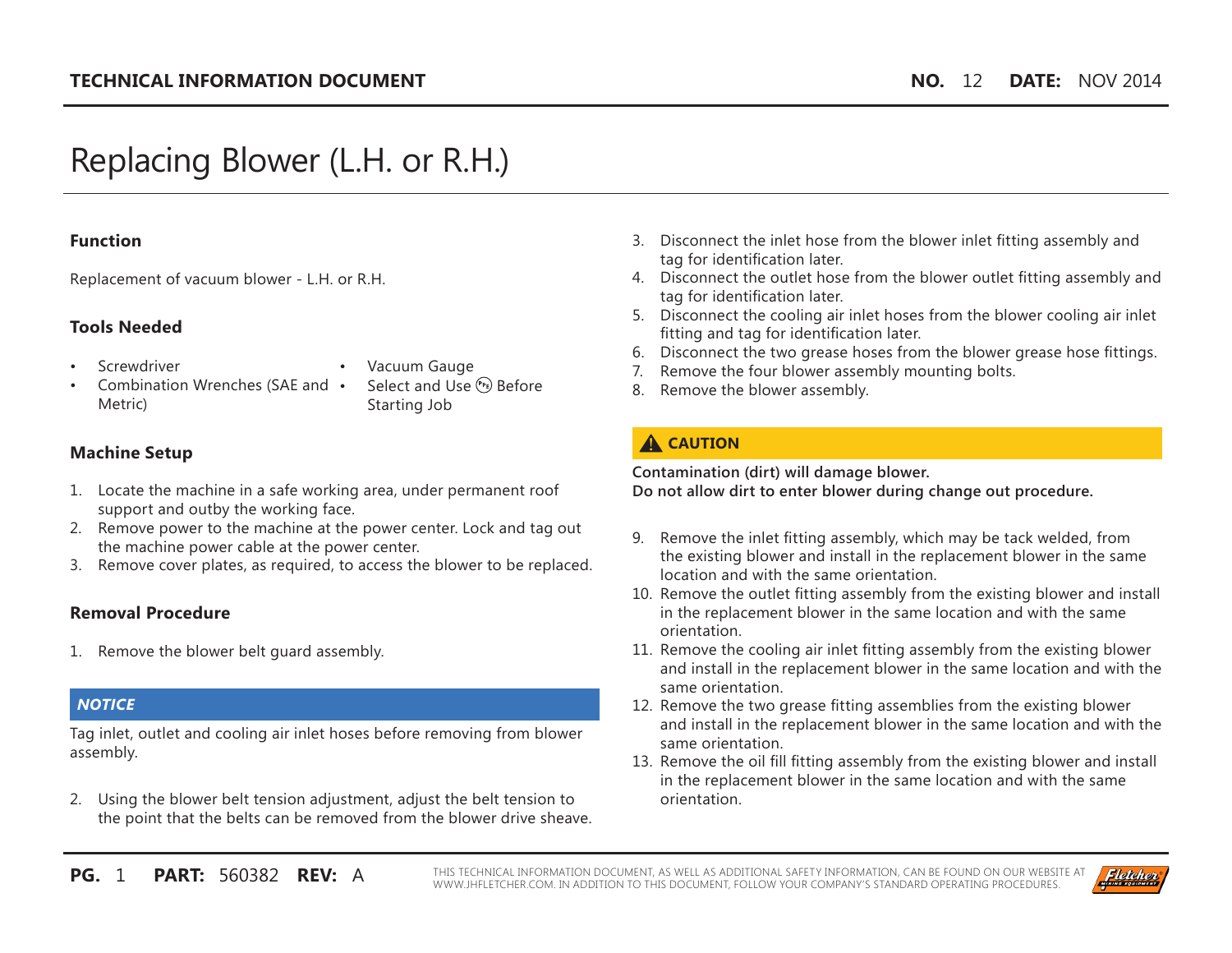**TECHNICAL INFORMATION DOCUMENT** **NO.** 12 **DATE:** NOV 2014

# Replacing Blower (L.H. or R.H.)

### Function

Replacement of vacuum blower - L.H. or R.H.

### Tools Needed

- Screwdriver
- Combination Wrenches (SAE and Metric)
- Vacuum Gauge
- Select and Use (PPE) Before Starting Job

### Machine Setup

1. Locate the machine in a safe working area, under permanent roof support and outby the working face.
2. Remove power to the machine at the power center. Lock and tag out the machine power cable at the power center.
3. Remove cover plates, as required, to access the blower to be replaced.

### Removal Procedure

1. Remove the blower belt guard assembly.

> ***NOTICE***
>
> Tag inlet, outlet and cooling air inlet hoses before removing from blower assembly.

2. Using the blower belt tension adjustment, adjust the belt tension to the point that the belts can be removed from the blower drive sheave.
3. Disconnect the inlet hose from the blower inlet fitting assembly and tag for identification later.
4. Disconnect the outlet hose from the blower outlet fitting assembly and tag for identification later.
5. Disconnect the cooling air inlet hoses from the blower cooling air inlet fitting and tag for identification later.
6. Disconnect the two grease hoses from the blower grease hose fittings.
7. Remove the four blower assembly mounting bolts.
8. Remove the blower assembly.

> **⚠ CAUTION**
>
> **Contamination (dirt) will damage blower.**
> **Do not allow dirt to enter blower during change out procedure.**

9. Remove the inlet fitting assembly, which may be tack welded, from the existing blower and install in the replacement blower in the same location and with the same orientation.
10. Remove the outlet fitting assembly from the existing blower and install in the replacement blower in the same location and with the same orientation.
11. Remove the cooling air inlet fitting assembly from the existing blower and install in the replacement blower in the same location and with the same orientation.
12. Remove the two grease fitting assemblies from the existing blower and install in the replacement blower in the same location and with the same orientation.
13. Remove the oil fill fitting assembly from the existing blower and install in the replacement blower in the same location and with the same orientation.

**PART:** 560382 **REV:** A

THIS TECHNICAL INFORMATION DOCUMENT, AS WELL AS ADDITIONAL SAFETY INFORMATION, CAN BE FOUND ON OUR WEBSITE AT WWW.JHFLETCHER.COM. IN ADDITION TO THIS DOCUMENT, FOLLOW YOUR COMPANY'S STANDARD OPERATING PROCEDURES.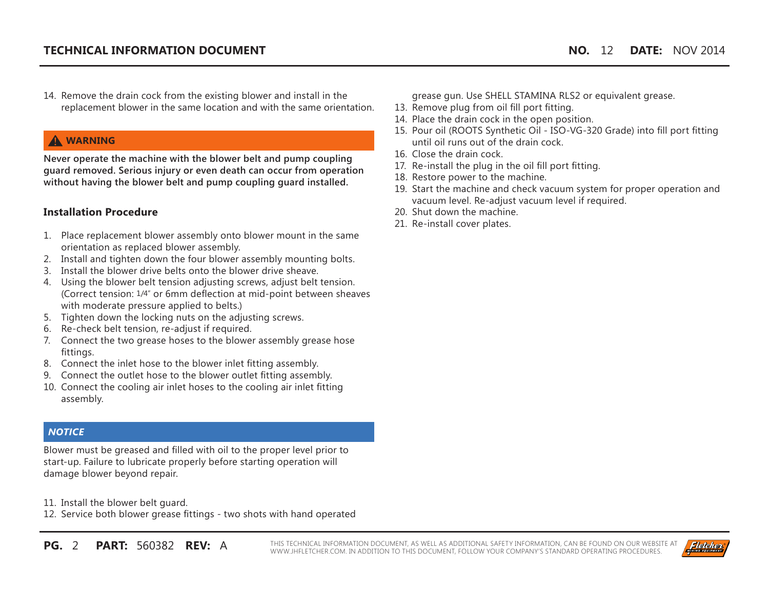14. Remove the drain cock from the existing blower and install in the replacement blower in the same location and with the same orientation.

**⚠ WARNING**

**Never operate the machine with the blower belt and pump coupling guard removed. Serious injury or even death can occur from operation without having the blower belt and pump coupling guard installed.**

### Installation Procedure

1. Place replacement blower assembly onto blower mount in the same orientation as replaced blower assembly.
2. Install and tighten down the four blower assembly mounting bolts.
3. Install the blower drive belts onto the blower drive sheave.
4. Using the blower belt tension adjusting screws, adjust belt tension. (Correct tension: 1/4″ or 6mm deflection at mid-point between sheaves with moderate pressure applied to belts.)
5. Tighten down the locking nuts on the adjusting screws.
6. Re-check belt tension, re-adjust if required.
7. Connect the two grease hoses to the blower assembly grease hose fittings.
8. Connect the inlet hose to the blower inlet fitting assembly.
9. Connect the outlet hose to the blower outlet fitting assembly.
10. Connect the cooling air inlet hoses to the cooling air inlet fitting assembly.

***NOTICE***

Blower must be greased and filled with oil to the proper level prior to start-up. Failure to lubricate properly before starting operation will damage blower beyond repair.

11. Install the blower belt guard.
12. Service both blower grease fittings - two shots with hand operated grease gun. Use SHELL STAMINA RLS2 or equivalent grease.
13. Remove plug from oil fill port fitting.
14. Place the drain cock in the open position.
15. Pour oil (ROOTS Synthetic Oil - ISO-VG-320 Grade) into fill port fitting until oil runs out of the drain cock.
16. Close the drain cock.
17. Re-install the plug in the oil fill port fitting.
18. Restore power to the machine.
19. Start the machine and check vacuum system for proper operation and vacuum level. Re-adjust vacuum level if required.
20. Shut down the machine.
21. Re-install cover plates.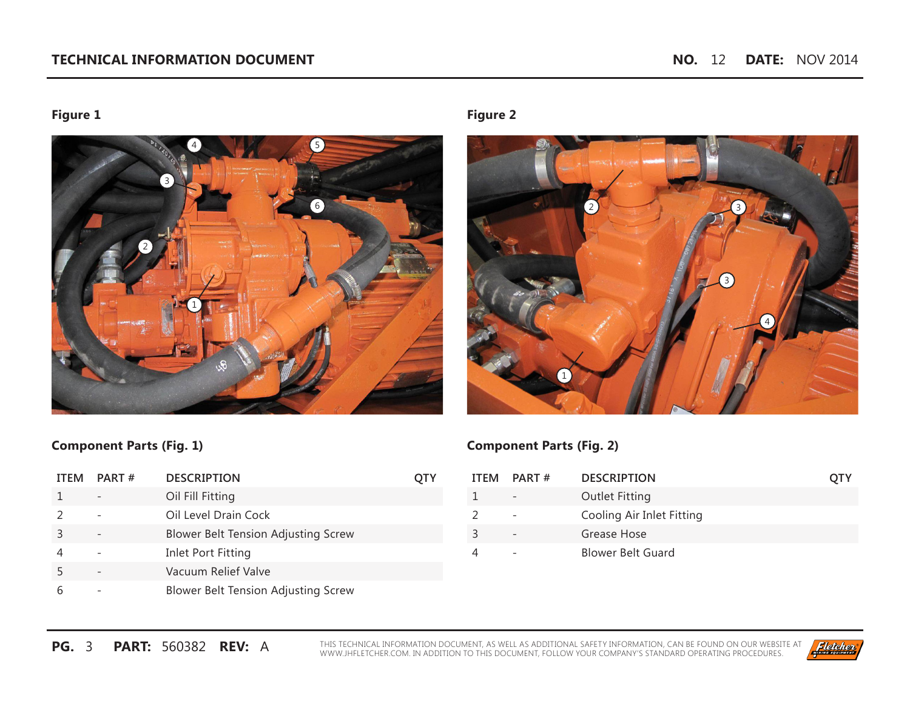Figure 1

Figure 2

## Component Parts (Fig. 1)

| ITEM | PART # | DESCRIPTION | QTY |
|---|---|---|---|
| 1 | - | Oil Fill Fitting | |
| 2 | - | Oil Level Drain Cock | |
| 3 | - | Blower Belt Tension Adjusting Screw | |
| 4 | - | Inlet Port Fitting | |
| 5 | - | Vacuum Relief Valve | |
| 6 | - | Blower Belt Tension Adjusting Screw | |

## Component Parts (Fig. 2)

| ITEM | PART # | DESCRIPTION | QTY |
|---|---|---|---|
| 1 | - | Outlet Fitting | |
| 2 | - | Cooling Air Inlet Fitting | |
| 3 | - | Grease Hose | |
| 4 | - | Blower Belt Guard | |

THIS TECHNICAL INFORMATION DOCUMENT, AS WELL AS ADDITIONAL SAFETY INFORMATION, CAN BE FOUND ON OUR WEBSITE AT WWW.JHFLETCHER.COM. IN ADDITION TO THIS DOCUMENT, FOLLOW YOUR COMPANY'S STANDARD OPERATING PROCEDURES.